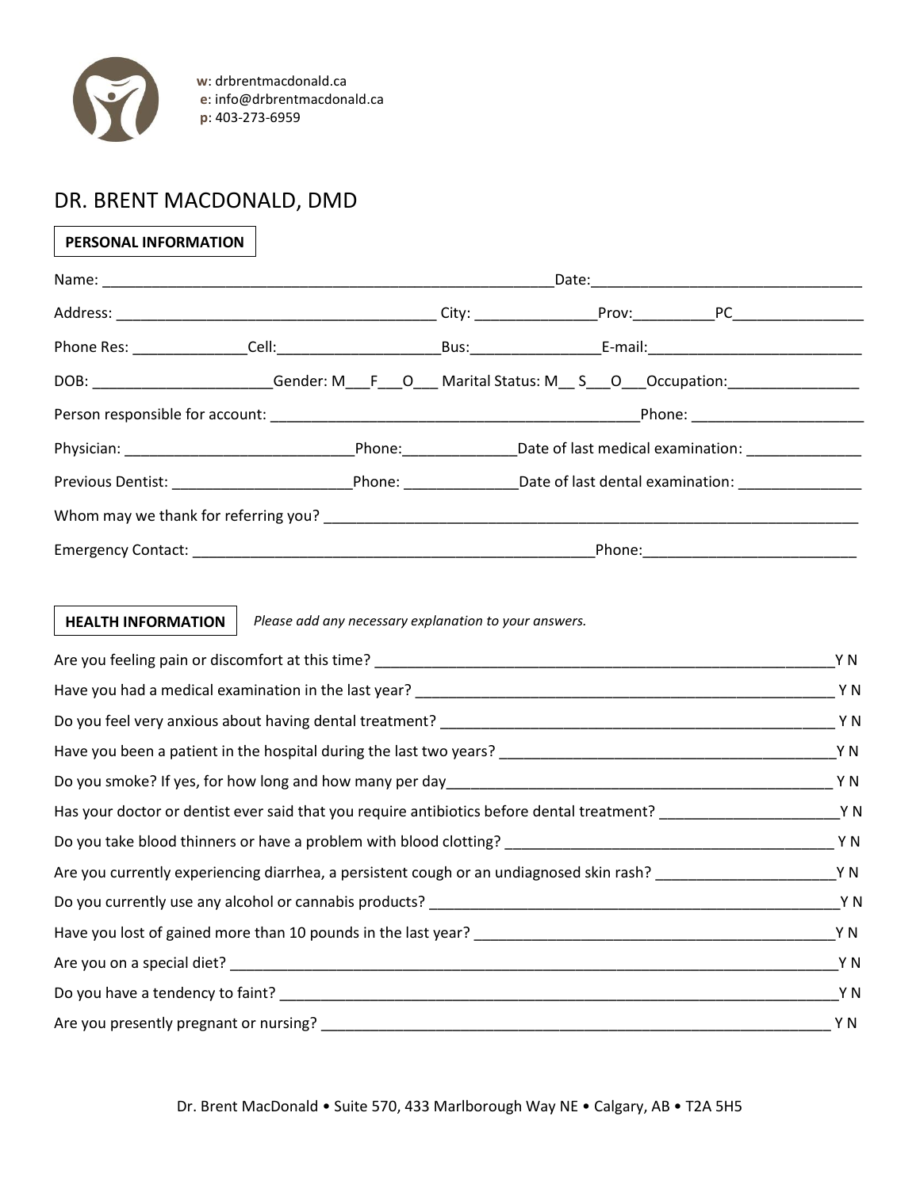w: drbrentmacdonald.ca
e: info@drbrentmacdonald.ca
p: 403-273-6959

# DR. BRENT MACDONALD, DMD

## PERSONAL INFORMATION

Name: ________________________________________________________Date:_________________________________

Address: ______________________________________ City: ______________Prov:_________PC_______________

Phone Res: _____________Cell:___________________Bus:_______________E-mail:__________________________

DOB: _____________________Gender: M___F___O___ Marital Status: M__ S___O___Occupation:________________

Person responsible for account: _____________________________________________Phone: _____________________

Physician: ___________________________Phone:_____________Date of last medical examination: ______________

Previous Dentist: _____________________Phone: _____________Date of last dental examination: _______________

Whom may we thank for referring you? ___________________________________________________________________

Emergency Contact: _________________________________________________Phone:_________________________

## HEALTH INFORMATION

*Please add any necessary explanation to your answers.*

Are you feeling pain or discomfort at this time? _________________________________________________________Y N

Have you had a medical examination in the last year? ____________________________________________________ Y N

Do you feel very anxious about having dental treatment? _________________________________________________ Y N

Have you been a patient in the hospital during the last two years? __________________________________________Y N

Do you smoke? If yes, for how long and how many per day_________________________________________________ Y N

Has your doctor or dentist ever said that you require antibiotics before dental treatment? ______________________Y N

Do you take blood thinners or have a problem with blood clotting? __________________________________________ Y N

Are you currently experiencing diarrhea, a persistent cough or an undiagnosed skin rash? ______________________Y N

Do you currently use any alcohol or cannabis products? ____________________________________________________Y N

Have you lost of gained more than 10 pounds in the last year? ______________________________________________Y N

Are you on a special diet? ___________________________________________________________________________Y N

Do you have a tendency to faint? _____________________________________________________________________Y N

Are you presently pregnant or nursing? ________________________________________________________________ Y N

Dr. Brent MacDonald • Suite 570, 433 Marlborough Way NE • Calgary, AB • T2A 5H5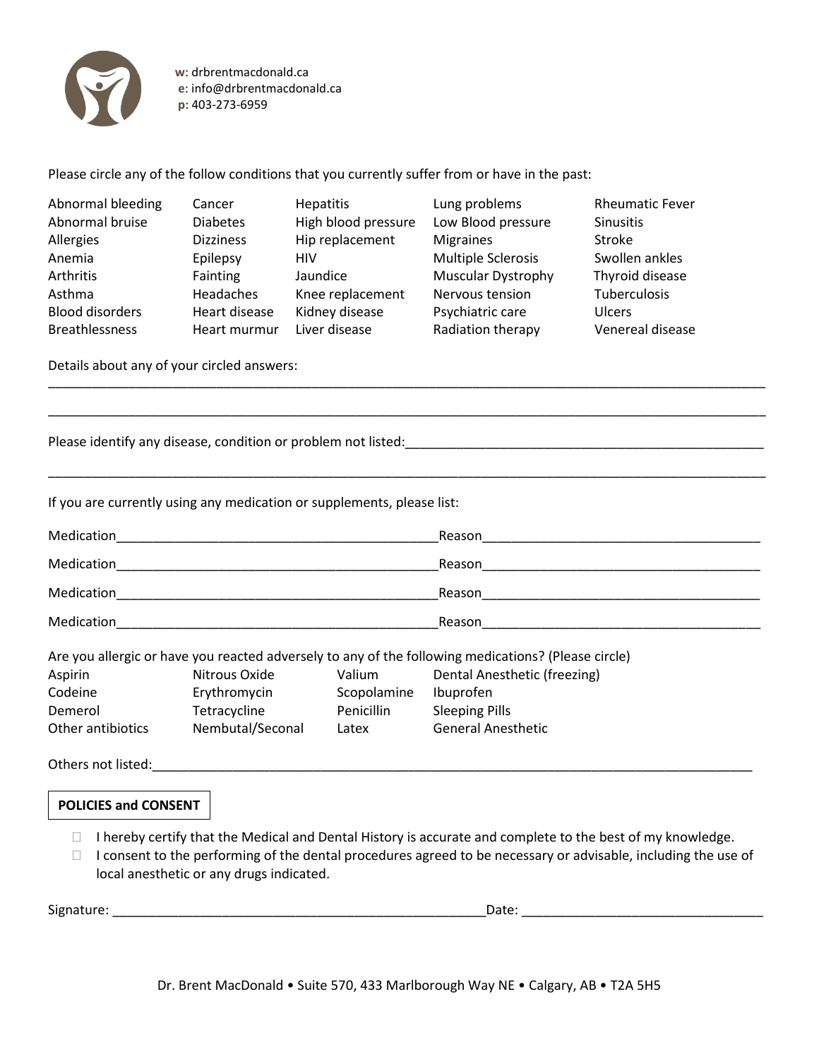w: drbrentmacdonald.ca
e: info@drbrentmacdonald.ca
p: 403-273-6959

Please circle any of the follow conditions that you currently suffer from or have in the past:

| | | | | |
|---|---|---|---|---|
| Abnormal bleeding | Cancer | Hepatitis | Lung problems | Rheumatic Fever |
| Abnormal bruise | Diabetes | High blood pressure | Low Blood pressure | Sinusitis |
| Allergies | Dizziness | Hip replacement | Migraines | Stroke |
| Anemia | Epilepsy | HIV | Multiple Sclerosis | Swollen ankles |
| Arthritis | Fainting | Jaundice | Muscular Dystrophy | Thyroid disease |
| Asthma | Headaches | Knee replacement | Nervous tension | Tuberculosis |
| Blood disorders | Heart disease | Kidney disease | Psychiatric care | Ulcers |
| Breathlessness | Heart murmur | Liver disease | Radiation therapy | Venereal disease |

Details about any of your circled answers:
____________________________________________________________________________________________
____________________________________________________________________________________________

Please identify any disease, condition or problem not listed:_______________________________________________
____________________________________________________________________________________________

If you are currently using any medication or supplements, please list:

Medication_____________________________________________Reason_______________________________________

Medication_____________________________________________Reason_______________________________________

Medication_____________________________________________Reason_______________________________________

Medication_____________________________________________Reason_______________________________________

Are you allergic or have you reacted adversely to any of the following medications? (Please circle)

| | | | |
|---|---|---|---|
| Aspirin | Nitrous Oxide | Valium | Dental Anesthetic (freezing) |
| Codeine | Erythromycin | Scopolamine | Ibuprofen |
| Demerol | Tetracycline | Penicillin | Sleeping Pills |
| Other antibiotics | Nembutal/Seconal | Latex | General Anesthetic |

Others not listed:_______________________________________________________________________________

**POLICIES and CONSENT**

- ☐ I hereby certify that the Medical and Dental History is accurate and complete to the best of my knowledge.
- ☐ I consent to the performing of the dental procedures agreed to be necessary or advisable, including the use of local anesthetic or any drugs indicated.

Signature: ___________________________________________________Date: _______________________________

Dr. Brent MacDonald • Suite 570, 433 Marlborough Way NE • Calgary, AB • T2A 5H5